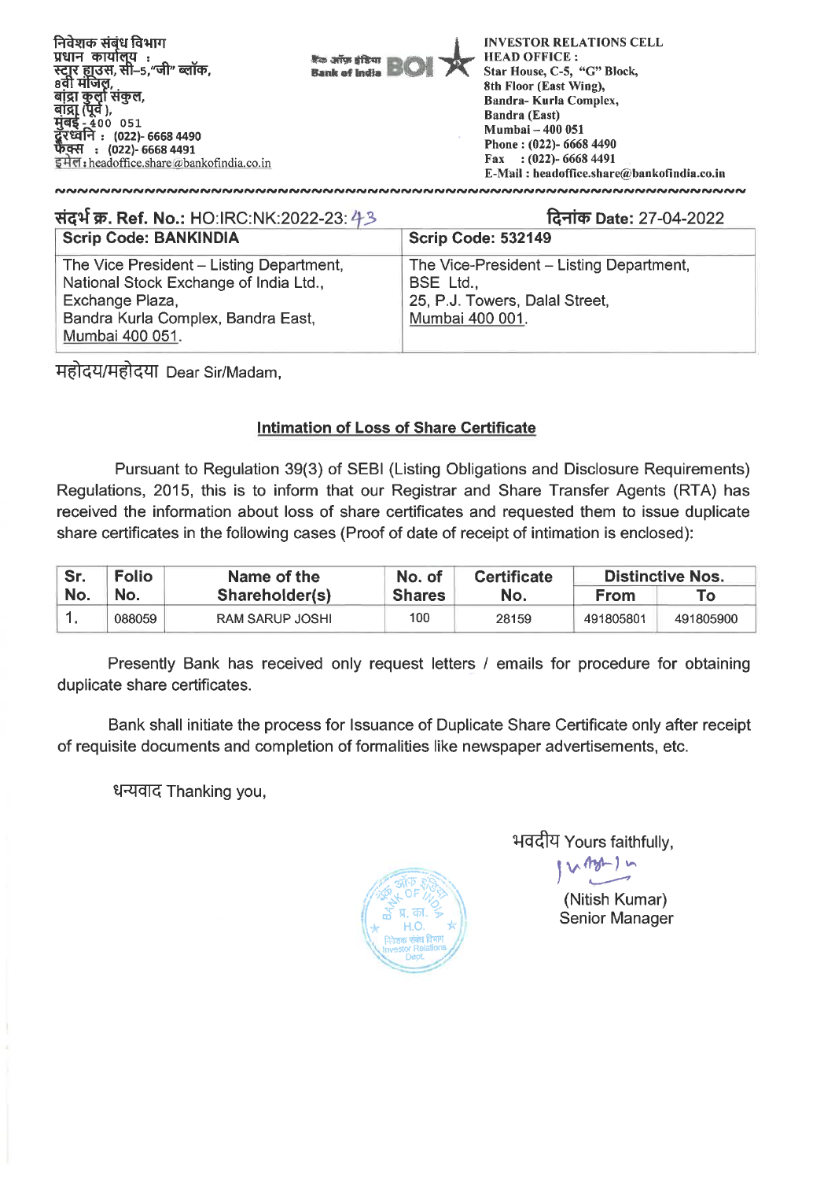निवेशक संबंध विभाग
प्रधान कार्यालय :
स्टार हाउस, सी–5,"जी" ब्लॉक,
8वी मंजिल,
बांद्रा कुर्ला संकुल,
बांद्रा (पूर्व ),
मुंबई - 400 051
दूरध्वनि : (022)- 6668 4490
फेक्स : (022)- 6668 4491
इमेल : headoffice.share@bankofindia.co.in

बैंक ऑफ इंडिया Bank of India BOI

INVESTOR RELATIONS CELL
HEAD OFFICE :
Star House, C-5, "G" Block,
8th Floor (East Wing),
Bandra- Kurla Complex,
Bandra (East)
Mumbai – 400 051
Phone : (022)- 6668 4490
Fax : (022)- 6668 4491
E-Mail : headoffice.share@bankofindia.co.in

**संदर्भ क्र. Ref. No.:** HO:IRC:NK:2022-23: 43

**दिनांक Date:** 27-04-2022

| **Scrip Code: BANKINDIA** | **Scrip Code: 532149** |
|---|---|
| The Vice President – Listing Department, National Stock Exchange of India Ltd., Exchange Plaza, Bandra Kurla Complex, Bandra East, Mumbai 400 051. | The Vice-President – Listing Department, BSE Ltd., 25, P.J. Towers, Dalal Street, Mumbai 400 001. |

महोदय/महोदया Dear Sir/Madam,

## Intimation of Loss of Share Certificate

Pursuant to Regulation 39(3) of SEBI (Listing Obligations and Disclosure Requirements) Regulations, 2015, this is to inform that our Registrar and Share Transfer Agents (RTA) has received the information about loss of share certificates and requested them to issue duplicate share certificates in the following cases (Proof of date of receipt of intimation is enclosed):

| Sr. No. | Folio No. | Name of the Shareholder(s) | No. of Shares | Certificate No. | Distinctive Nos. | |
|---|---|---|---|---|---|---|
| | | | | | From | To |
| 1. | 088059 | RAM SARUP JOSHI | 100 | 28159 | 491805801 | 491805900 |

Presently Bank has received only request letters / emails for procedure for obtaining duplicate share certificates.

Bank shall initiate the process for Issuance of Duplicate Share Certificate only after receipt of requisite documents and completion of formalities like newspaper advertisements, etc.

धन्यवाद Thanking you,

भवदीय Yours faithfully,

(Nitish Kumar)
Senior Manager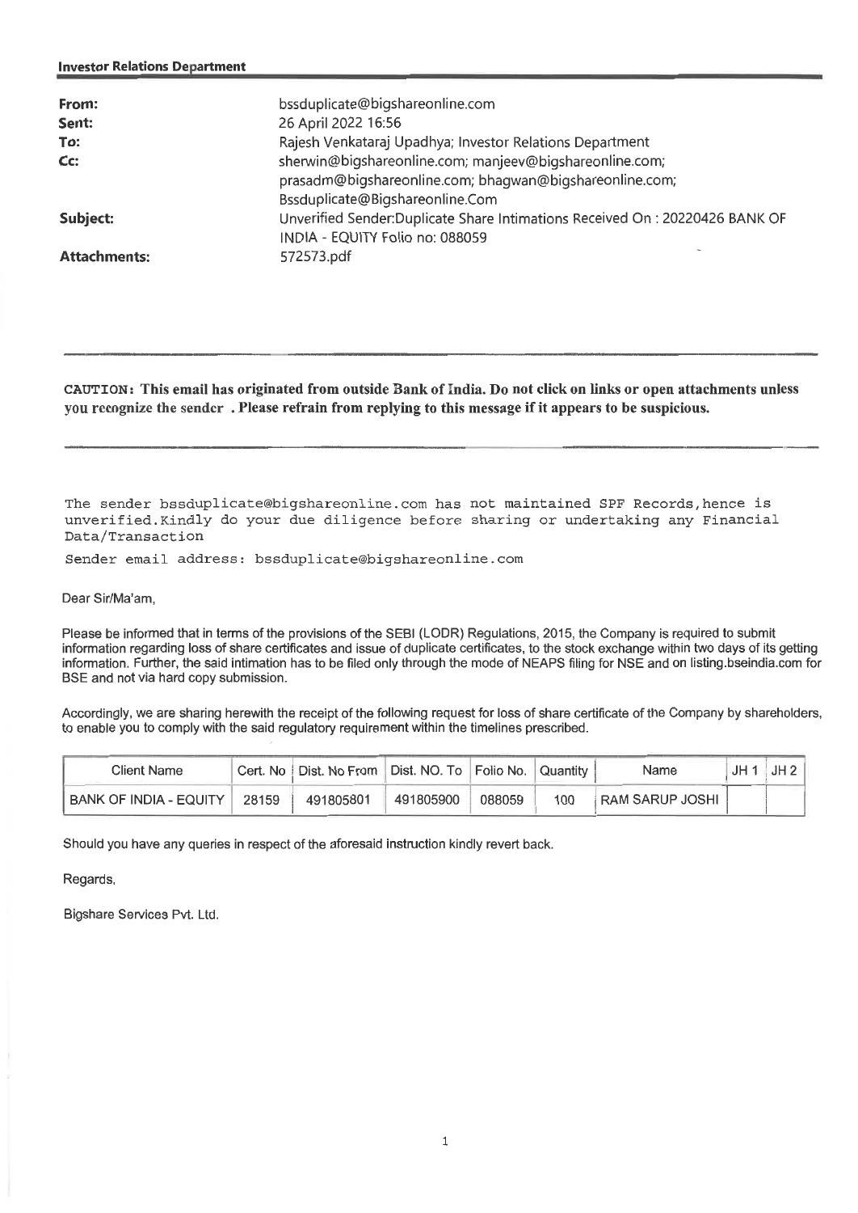**Investor Relations Department**

| | |
|---|---|
| **From:** | bssduplicate@bigshareonline.com |
| **Sent:** | 26 April 2022 16:56 |
| **To:** | Rajesh Venkataraj Upadhya; Investor Relations Department |
| **Cc:** | sherwin@bigshareonline.com; manjeev@bigshareonline.com; prasadm@bigshareonline.com; bhagwan@bigshareonline.com; Bssduplicate@Bigshareonline.Com |
| **Subject:** | Unverified Sender:Duplicate Share Intimations Received On : 20220426 BANK OF INDIA - EQUITY Folio no: 088059 |
| **Attachments:** | 572573.pdf |

---

**CAUTION: This email has originated from outside Bank of India. Do not click on links or open attachments unless you recognize the sender . Please refrain from replying to this message if it appears to be suspicious.**

---

The sender bssduplicate@bigshareonline.com has not maintained SPF Records,hence is unverified.Kindly do your due diligence before sharing or undertaking any Financial Data/Transaction

Sender email address: bssduplicate@bigshareonline.com

Dear Sir/Ma'am,

Please be informed that in terms of the provisions of the SEBI (LODR) Regulations, 2015, the Company is required to submit information regarding loss of share certificates and issue of duplicate certificates, to the stock exchange within two days of its getting information. Further, the said intimation has to be filed only through the mode of NEAPS filing for NSE and on listing.bseindia.com for BSE and not via hard copy submission.

Accordingly, we are sharing herewith the receipt of the following request for loss of share certificate of the Company by shareholders, to enable you to comply with the said regulatory requirement within the timelines prescribed.

| Client Name | Cert. No | Dist. No From | Dist. NO. To | Folio No. | Quantity | Name | JH 1 | JH 2 |
|---|---|---|---|---|---|---|---|---|
| BANK OF INDIA - EQUITY | 28159 | 491805801 | 491805900 | 088059 | 100 | RAM SARUP JOSHI | | |

Should you have any queries in respect of the aforesaid instruction kindly revert back.

Regards,

Bigshare Services Pvt. Ltd.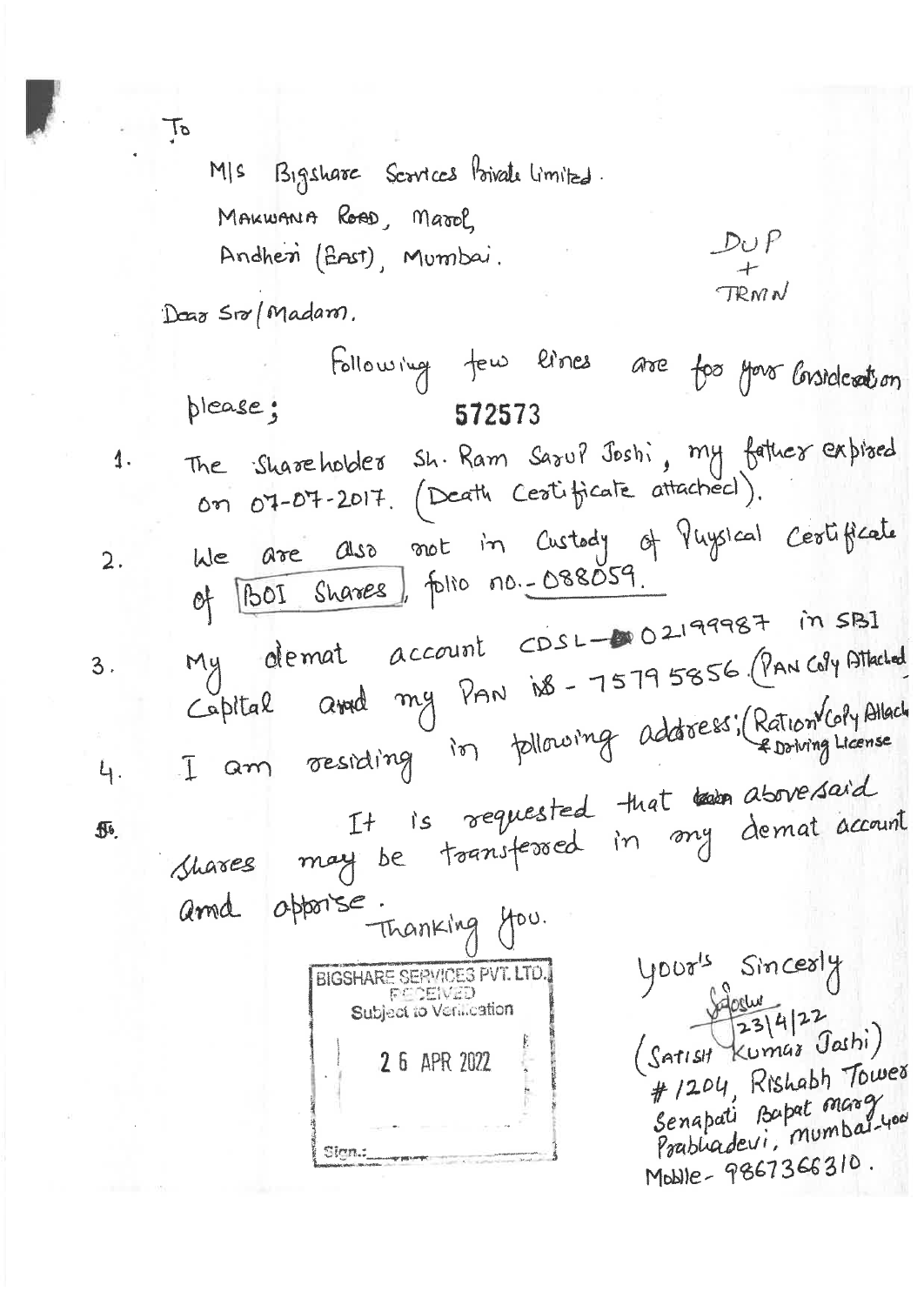To

M/s Bigshare Services Private Limited.
MAKWANA ROAD, Marol,
Andheri (EAST), Mumbai.

DUP
+
TRMN

Dear Sir/Madam.

Following few lines are for your Consideration please;

572573

1. The Shareholder Sh. Ram Sarup Joshi, my father expired on 07-07-2017. (Death Certificate attached).
2. We are also not in Custody of Physical Certificate of BOI Shares, folio no.-088059.
3. My demat account CDSL-02199987 in SBI Capital and my PAN is - 75795856. (PAN Copy Attached)
4. I am residing in following address; (Ration Copy Attach & Driving License)
5. It is requested that abovesaid Shares may be transferred in my demat account and apprise.

Thanking you.

BIGSHARE SERVICES PVT. LTD.
RECEIVED
Subject to Verification
26 APR 2022
Sign.:

Your's Sincerly
23/4/22
(Satish Kumar Joshi)
#1204, Rishabh Tower
Senapati Bapat marg
Prabhadevi, Mumbai-400
Mobile- 9867366310.